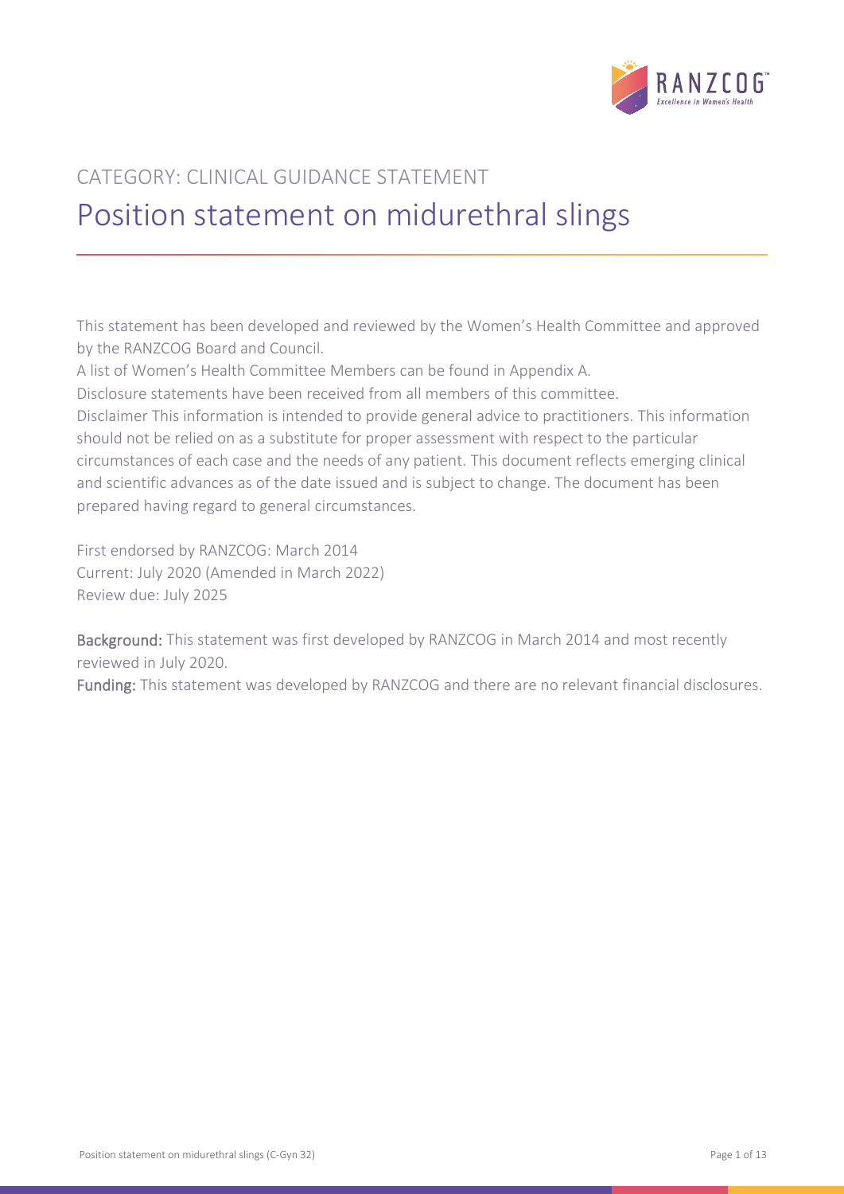CATEGORY: CLINICAL GUIDANCE STATEMENT

# Position statement on midurethral slings

This statement has been developed and reviewed by the Women's Health Committee and approved by the RANZCOG Board and Council.

A list of Women's Health Committee Members can be found in Appendix A.

Disclosure statements have been received from all members of this committee.

Disclaimer This information is intended to provide general advice to practitioners. This information should not be relied on as a substitute for proper assessment with respect to the particular circumstances of each case and the needs of any patient. This document reflects emerging clinical and scientific advances as of the date issued and is subject to change. The document has been prepared having regard to general circumstances.

First endorsed by RANZCOG: March 2014
Current: July 2020 (Amended in March 2022)
Review due: July 2025

**Background:** This statement was first developed by RANZCOG in March 2014 and most recently reviewed in July 2020.

**Funding:** This statement was developed by RANZCOG and there are no relevant financial disclosures.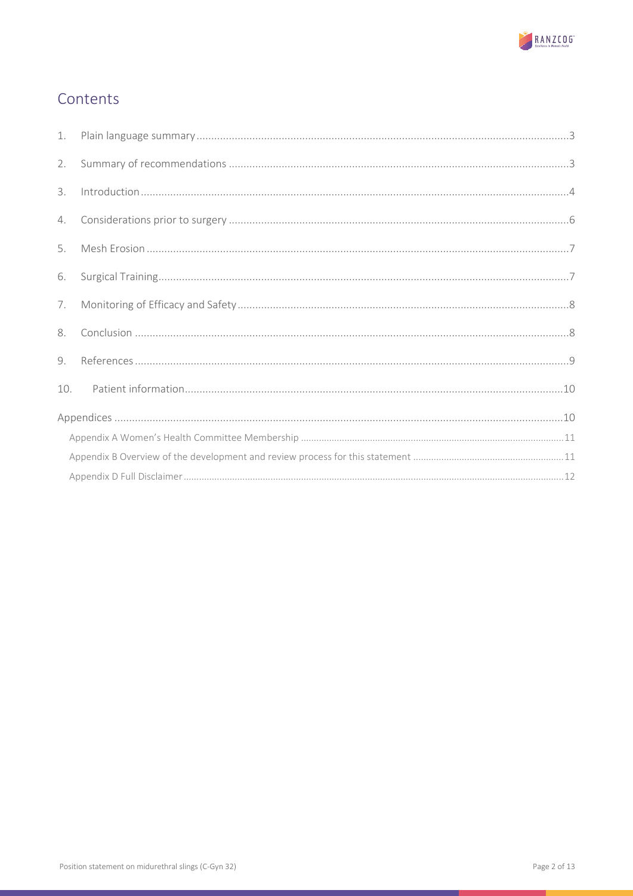## Contents

1. Plain language summary ....................................................................................................................... 3
2. Summary of recommendations ............................................................................................................. 3
3. Introduction ........................................................................................................................................ 4
4. Considerations prior to surgery ............................................................................................................. 6
5. Mesh Erosion ....................................................................................................................................... 7
6. Surgical Training ................................................................................................................................... 7
7. Monitoring of Efficacy and Safety ........................................................................................................... 8
8. Conclusion ........................................................................................................................................... 8
9. References ........................................................................................................................................... 9
10. Patient information ............................................................................................................................ 10

Appendices ............................................................................................................................................. 10

- Appendix A Women's Health Committee Membership ............................................................................ 11
- Appendix B Overview of the development and review process for this statement ....................................... 11
- Appendix D Full Disclaimer .................................................................................................................... 12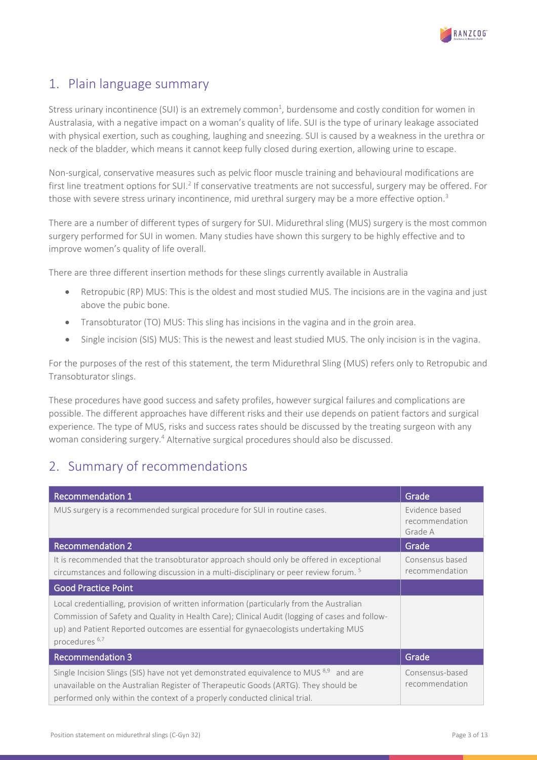## 1. Plain language summary

Stress urinary incontinence (SUI) is an extremely common[1], burdensome and costly condition for women in Australasia, with a negative impact on a woman's quality of life. SUI is the type of urinary leakage associated with physical exertion, such as coughing, laughing and sneezing. SUI is caused by a weakness in the urethra or neck of the bladder, which means it cannot keep fully closed during exertion, allowing urine to escape.

Non-surgical, conservative measures such as pelvic floor muscle training and behavioural modifications are first line treatment options for SUI.[2] If conservative treatments are not successful, surgery may be offered. For those with severe stress urinary incontinence, mid urethral surgery may be a more effective option.[3]

There are a number of different types of surgery for SUI. Midurethral sling (MUS) surgery is the most common surgery performed for SUI in women. Many studies have shown this surgery to be highly effective and to improve women's quality of life overall.

There are three different insertion methods for these slings currently available in Australia

- Retropubic (RP) MUS: This is the oldest and most studied MUS. The incisions are in the vagina and just above the pubic bone.
- Transobturator (TO) MUS: This sling has incisions in the vagina and in the groin area.
- Single incision (SIS) MUS: This is the newest and least studied MUS. The only incision is in the vagina.

For the purposes of the rest of this statement, the term Midurethral Sling (MUS) refers only to Retropubic and Transobturator slings.

These procedures have good success and safety profiles, however surgical failures and complications are possible. The different approaches have different risks and their use depends on patient factors and surgical experience. The type of MUS, risks and success rates should be discussed by the treating surgeon with any woman considering surgery.[4] Alternative surgical procedures should also be discussed.

## 2. Summary of recommendations

| Recommendation 1 | Grade |
|---|---|
| MUS surgery is a recommended surgical procedure for SUI in routine cases. | Evidence based recommendation Grade A |
| **Recommendation 2** | **Grade** |
| It is recommended that the transobturator approach should only be offered in exceptional circumstances and following discussion in a multi-disciplinary or peer review forum. [5] | Consensus based recommendation |
| **Good Practice Point** | |
| Local credentialling, provision of written information (particularly from the Australian Commission of Safety and Quality in Health Care); Clinical Audit (logging of cases and follow-up) and Patient Reported outcomes are essential for gynaecologists undertaking MUS procedures [6,7] | |
| **Recommendation 3** | **Grade** |
| Single Incision Slings (SIS) have not yet demonstrated equivalence to MUS [8,9] and are unavailable on the Australian Register of Therapeutic Goods (ARTG). They should be performed only within the context of a properly conducted clinical trial. | Consensus-based recommendation |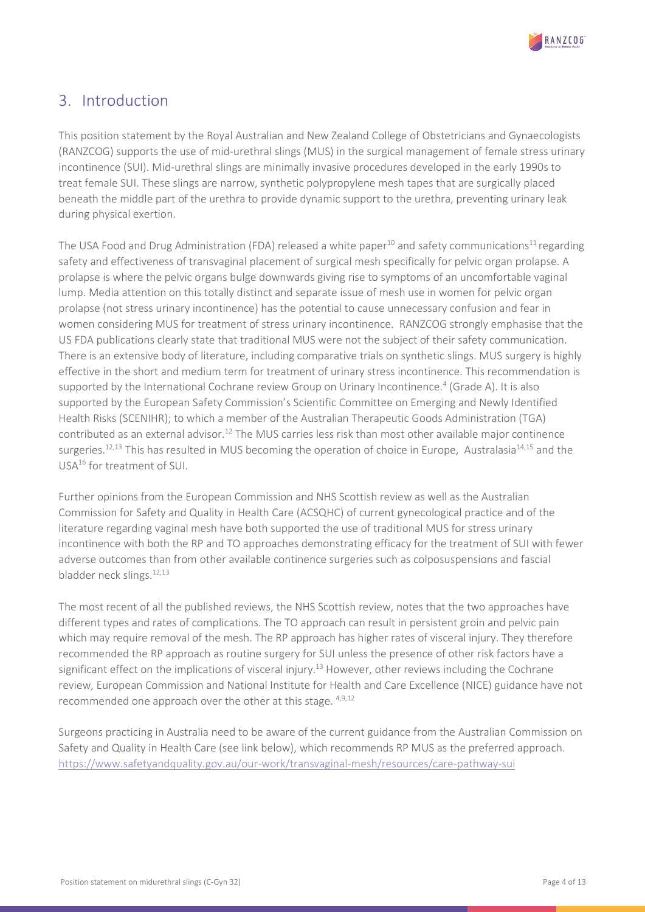## 3. Introduction

This position statement by the Royal Australian and New Zealand College of Obstetricians and Gynaecologists (RANZCOG) supports the use of mid-urethral slings (MUS) in the surgical management of female stress urinary incontinence (SUI). Mid-urethral slings are minimally invasive procedures developed in the early 1990s to treat female SUI. These slings are narrow, synthetic polypropylene mesh tapes that are surgically placed beneath the middle part of the urethra to provide dynamic support to the urethra, preventing urinary leak during physical exertion.

The USA Food and Drug Administration (FDA) released a white paper[10] and safety communications[11] regarding safety and effectiveness of transvaginal placement of surgical mesh specifically for pelvic organ prolapse. A prolapse is where the pelvic organs bulge downwards giving rise to symptoms of an uncomfortable vaginal lump. Media attention on this totally distinct and separate issue of mesh use in women for pelvic organ prolapse (not stress urinary incontinence) has the potential to cause unnecessary confusion and fear in women considering MUS for treatment of stress urinary incontinence. RANZCOG strongly emphasise that the US FDA publications clearly state that traditional MUS were not the subject of their safety communication. There is an extensive body of literature, including comparative trials on synthetic slings. MUS surgery is highly effective in the short and medium term for treatment of urinary stress incontinence. This recommendation is supported by the International Cochrane review Group on Urinary Incontinence.[4] (Grade A). It is also supported by the European Safety Commission's Scientific Committee on Emerging and Newly Identified Health Risks (SCENIHR); to which a member of the Australian Therapeutic Goods Administration (TGA) contributed as an external advisor.[12] The MUS carries less risk than most other available major continence surgeries.[12,13] This has resulted in MUS becoming the operation of choice in Europe, Australasia[14,15] and the USA[16] for treatment of SUI.

Further opinions from the European Commission and NHS Scottish review as well as the Australian Commission for Safety and Quality in Health Care (ACSQHC) of current gynecological practice and of the literature regarding vaginal mesh have both supported the use of traditional MUS for stress urinary incontinence with both the RP and TO approaches demonstrating efficacy for the treatment of SUI with fewer adverse outcomes than from other available continence surgeries such as colposuspensions and fascial bladder neck slings.[12,13]

The most recent of all the published reviews, the NHS Scottish review, notes that the two approaches have different types and rates of complications. The TO approach can result in persistent groin and pelvic pain which may require removal of the mesh. The RP approach has higher rates of visceral injury. They therefore recommended the RP approach as routine surgery for SUI unless the presence of other risk factors have a significant effect on the implications of visceral injury.[13] However, other reviews including the Cochrane review, European Commission and National Institute for Health and Care Excellence (NICE) guidance have not recommended one approach over the other at this stage. [4,9,12]

Surgeons practicing in Australia need to be aware of the current guidance from the Australian Commission on Safety and Quality in Health Care (see link below), which recommends RP MUS as the preferred approach. https://www.safetyandquality.gov.au/our-work/transvaginal-mesh/resources/care-pathway-sui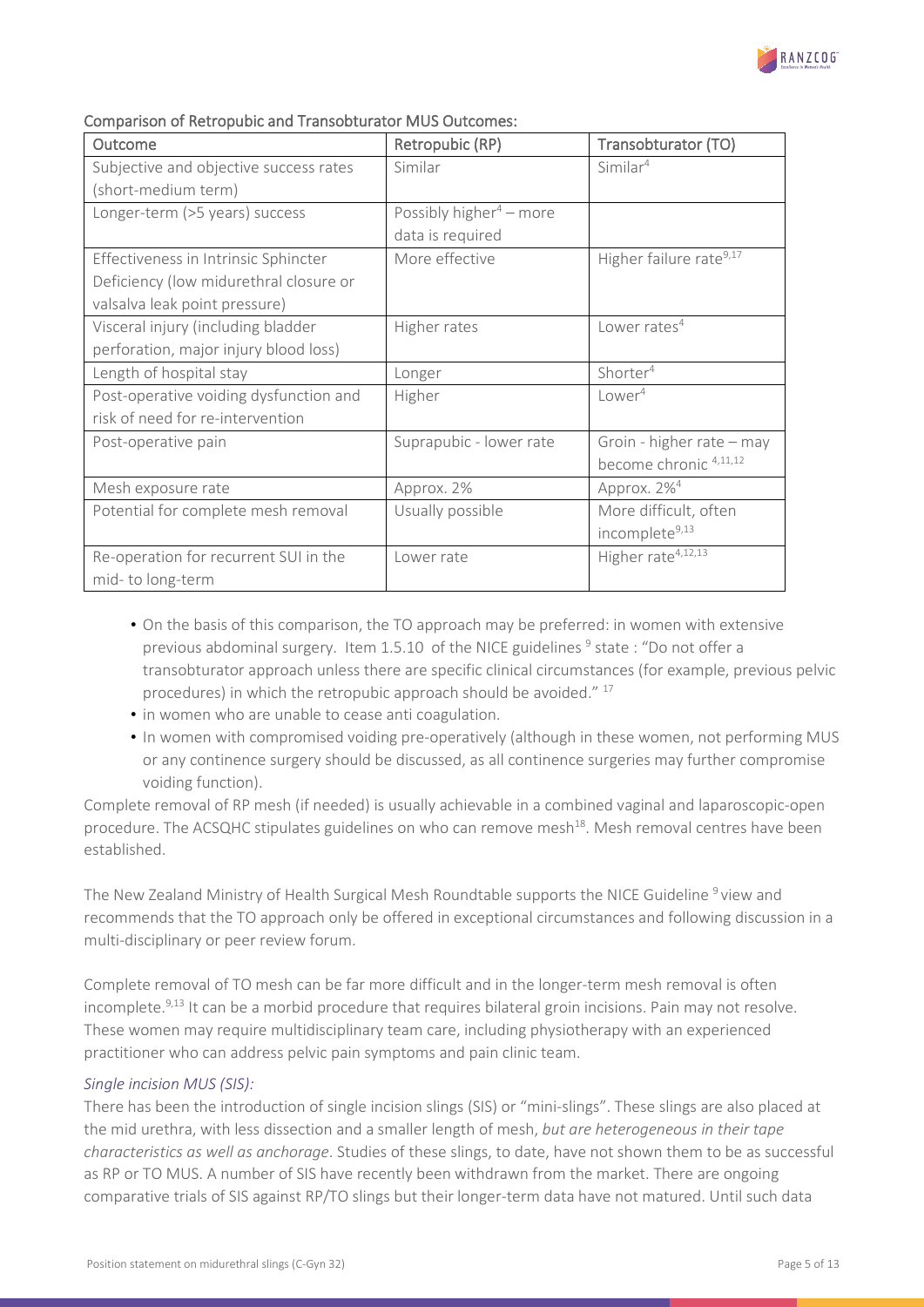### Comparison of Retropubic and Transobturator MUS Outcomes:

| Outcome | Retropubic (RP) | Transobturator (TO) |
|---|---|---|
| Subjective and objective success rates (short-medium term) | Similar | Similar[4] |
| Longer-term (>5 years) success | Possibly higher[4] – more data is required | |
| Effectiveness in Intrinsic Sphincter Deficiency (low midurethral closure or valsalva leak point pressure) | More effective | Higher failure rate[9,17] |
| Visceral injury (including bladder perforation, major injury blood loss) | Higher rates | Lower rates[4] |
| Length of hospital stay | Longer | Shorter[4] |
| Post-operative voiding dysfunction and risk of need for re-intervention | Higher | Lower[4] |
| Post-operative pain | Suprapubic - lower rate | Groin - higher rate – may become chronic [4,11,12] |
| Mesh exposure rate | Approx. 2% | Approx. 2%[4] |
| Potential for complete mesh removal | Usually possible | More difficult, often incomplete[9,13] |
| Re-operation for recurrent SUI in the mid- to long-term | Lower rate | Higher rate[4,12,13] |

- On the basis of this comparison, the TO approach may be preferred: in women with extensive previous abdominal surgery. Item 1.5.10 of the NICE guidelines [9] state : "Do not offer a transobturator approach unless there are specific clinical circumstances (for example, previous pelvic procedures) in which the retropubic approach should be avoided." [17]
- in women who are unable to cease anti coagulation.
- In women with compromised voiding pre-operatively (although in these women, not performing MUS or any continence surgery should be discussed, as all continence surgeries may further compromise voiding function).

Complete removal of RP mesh (if needed) is usually achievable in a combined vaginal and laparoscopic-open procedure. The ACSQHC stipulates guidelines on who can remove mesh[18]. Mesh removal centres have been established.

The New Zealand Ministry of Health Surgical Mesh Roundtable supports the NICE Guideline [9] view and recommends that the TO approach only be offered in exceptional circumstances and following discussion in a multi-disciplinary or peer review forum.

Complete removal of TO mesh can be far more difficult and in the longer-term mesh removal is often incomplete.[9,13] It can be a morbid procedure that requires bilateral groin incisions. Pain may not resolve. These women may require multidisciplinary team care, including physiotherapy with an experienced practitioner who can address pelvic pain symptoms and pain clinic team.

*Single incision MUS (SIS):*

There has been the introduction of single incision slings (SIS) or "mini-slings". These slings are also placed at the mid urethra, with less dissection and a smaller length of mesh, *but are heterogeneous in their tape characteristics as well as anchorage*. Studies of these slings, to date, have not shown them to be as successful as RP or TO MUS. A number of SIS have recently been withdrawn from the market. There are ongoing comparative trials of SIS against RP/TO slings but their longer-term data have not matured. Until such data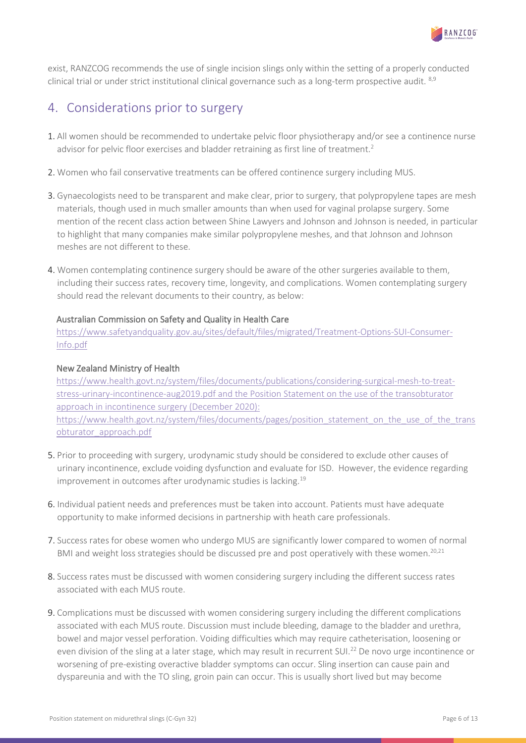exist, RANZCOG recommends the use of single incision slings only within the setting of a properly conducted clinical trial or under strict institutional clinical governance such as a long-term prospective audit. [8,9]

## 4. Considerations prior to surgery

1. All women should be recommended to undertake pelvic floor physiotherapy and/or see a continence nurse advisor for pelvic floor exercises and bladder retraining as first line of treatment.[2]

2. Women who fail conservative treatments can be offered continence surgery including MUS.

3. Gynaecologists need to be transparent and make clear, prior to surgery, that polypropylene tapes are mesh materials, though used in much smaller amounts than when used for vaginal prolapse surgery. Some mention of the recent class action between Shine Lawyers and Johnson and Johnson is needed, in particular to highlight that many companies make similar polypropylene meshes, and that Johnson and Johnson meshes are not different to these.

4. Women contemplating continence surgery should be aware of the other surgeries available to them, including their success rates, recovery time, longevity, and complications. Women contemplating surgery should read the relevant documents to their country, as below:

   Australian Commission on Safety and Quality in Health Care
   https://www.safetyandquality.gov.au/sites/default/files/migrated/Treatment-Options-SUI-Consumer-Info.pdf

   New Zealand Ministry of Health
   https://www.health.govt.nz/system/files/documents/publications/considering-surgical-mesh-to-treat-stress-urinary-incontinence-aug2019.pdf and the Position Statement on the use of the transobturator approach in incontinence surgery (December 2020):
   https://www.health.govt.nz/system/files/documents/pages/position_statement_on_the_use_of_the_transobturator_approach.pdf

5. Prior to proceeding with surgery, urodynamic study should be considered to exclude other causes of urinary incontinence, exclude voiding dysfunction and evaluate for ISD. However, the evidence regarding improvement in outcomes after urodynamic studies is lacking.[19]

6. Individual patient needs and preferences must be taken into account. Patients must have adequate opportunity to make informed decisions in partnership with heath care professionals.

7. Success rates for obese women who undergo MUS are significantly lower compared to women of normal BMI and weight loss strategies should be discussed pre and post operatively with these women.[20,21]

8. Success rates must be discussed with women considering surgery including the different success rates associated with each MUS route.

9. Complications must be discussed with women considering surgery including the different complications associated with each MUS route. Discussion must include bleeding, damage to the bladder and urethra, bowel and major vessel perforation. Voiding difficulties which may require catheterisation, loosening or even division of the sling at a later stage, which may result in recurrent SUI.[22] De novo urge incontinence or worsening of pre-existing overactive bladder symptoms can occur. Sling insertion can cause pain and dyspareunia and with the TO sling, groin pain can occur. This is usually short lived but may become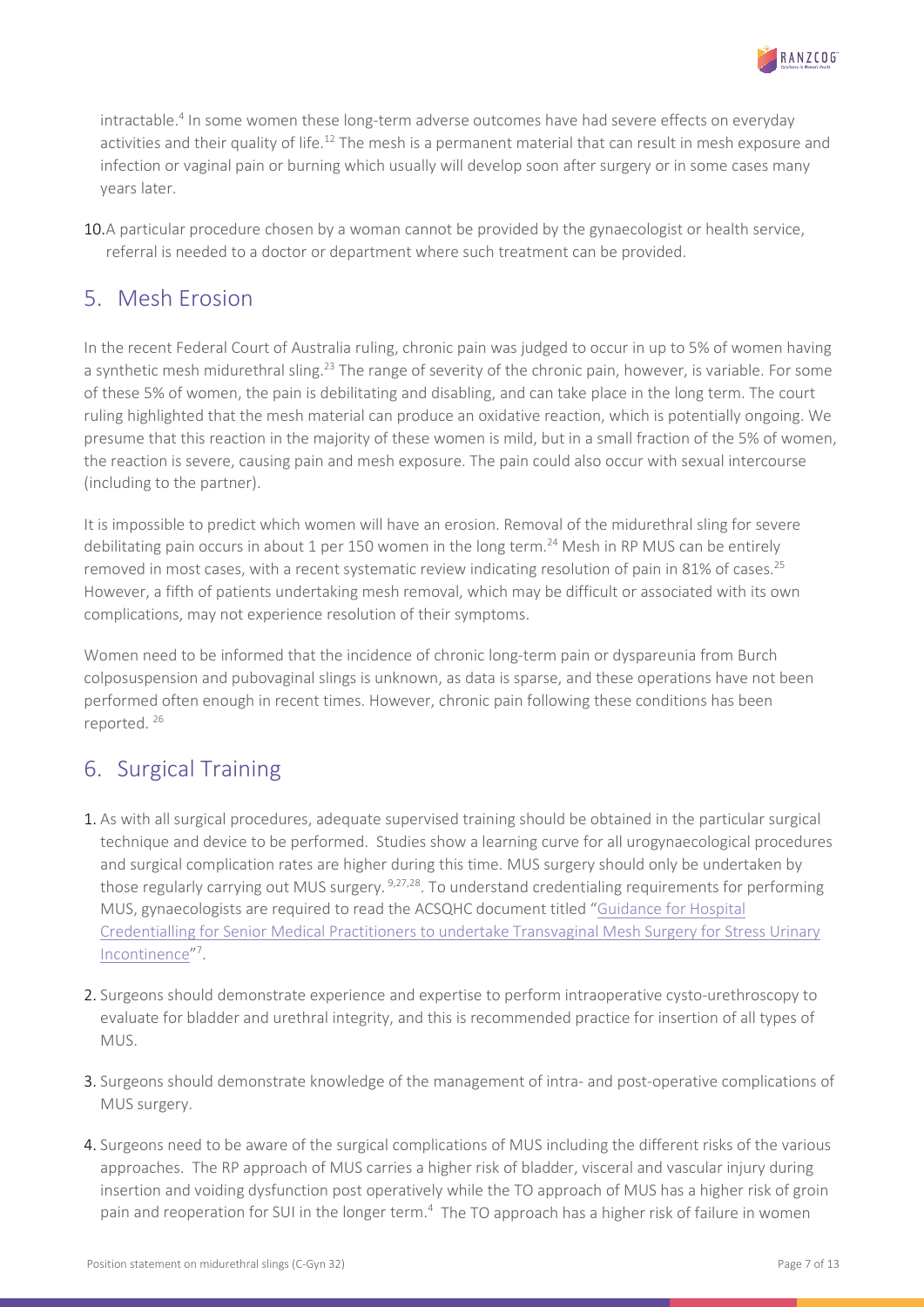intractable.[4] In some women these long-term adverse outcomes have had severe effects on everyday activities and their quality of life.[12] The mesh is a permanent material that can result in mesh exposure and infection or vaginal pain or burning which usually will develop soon after surgery or in some cases many years later.

10. A particular procedure chosen by a woman cannot be provided by the gynaecologist or health service, referral is needed to a doctor or department where such treatment can be provided.

## 5. Mesh Erosion

In the recent Federal Court of Australia ruling, chronic pain was judged to occur in up to 5% of women having a synthetic mesh midurethral sling.[23] The range of severity of the chronic pain, however, is variable. For some of these 5% of women, the pain is debilitating and disabling, and can take place in the long term. The court ruling highlighted that the mesh material can produce an oxidative reaction, which is potentially ongoing. We presume that this reaction in the majority of these women is mild, but in a small fraction of the 5% of women, the reaction is severe, causing pain and mesh exposure. The pain could also occur with sexual intercourse (including to the partner).

It is impossible to predict which women will have an erosion. Removal of the midurethral sling for severe debilitating pain occurs in about 1 per 150 women in the long term.[24] Mesh in RP MUS can be entirely removed in most cases, with a recent systematic review indicating resolution of pain in 81% of cases.[25] However, a fifth of patients undertaking mesh removal, which may be difficult or associated with its own complications, may not experience resolution of their symptoms.

Women need to be informed that the incidence of chronic long-term pain or dyspareunia from Burch colposuspension and pubovaginal slings is unknown, as data is sparse, and these operations have not been performed often enough in recent times. However, chronic pain following these conditions has been reported. [26]

## 6. Surgical Training

1. As with all surgical procedures, adequate supervised training should be obtained in the particular surgical technique and device to be performed. Studies show a learning curve for all urogynaecological procedures and surgical complication rates are higher during this time. MUS surgery should only be undertaken by those regularly carrying out MUS surgery. [9,27,28]. To understand credentialing requirements for performing MUS, gynaecologists are required to read the ACSQHC document titled "Guidance for Hospital Credentialling for Senior Medical Practitioners to undertake Transvaginal Mesh Surgery for Stress Urinary Incontinence"[7].

2. Surgeons should demonstrate experience and expertise to perform intraoperative cysto-urethroscopy to evaluate for bladder and urethral integrity, and this is recommended practice for insertion of all types of MUS.

3. Surgeons should demonstrate knowledge of the management of intra- and post-operative complications of MUS surgery.

4. Surgeons need to be aware of the surgical complications of MUS including the different risks of the various approaches. The RP approach of MUS carries a higher risk of bladder, visceral and vascular injury during insertion and voiding dysfunction post operatively while the TO approach of MUS has a higher risk of groin pain and reoperation for SUI in the longer term.[4] The TO approach has a higher risk of failure in women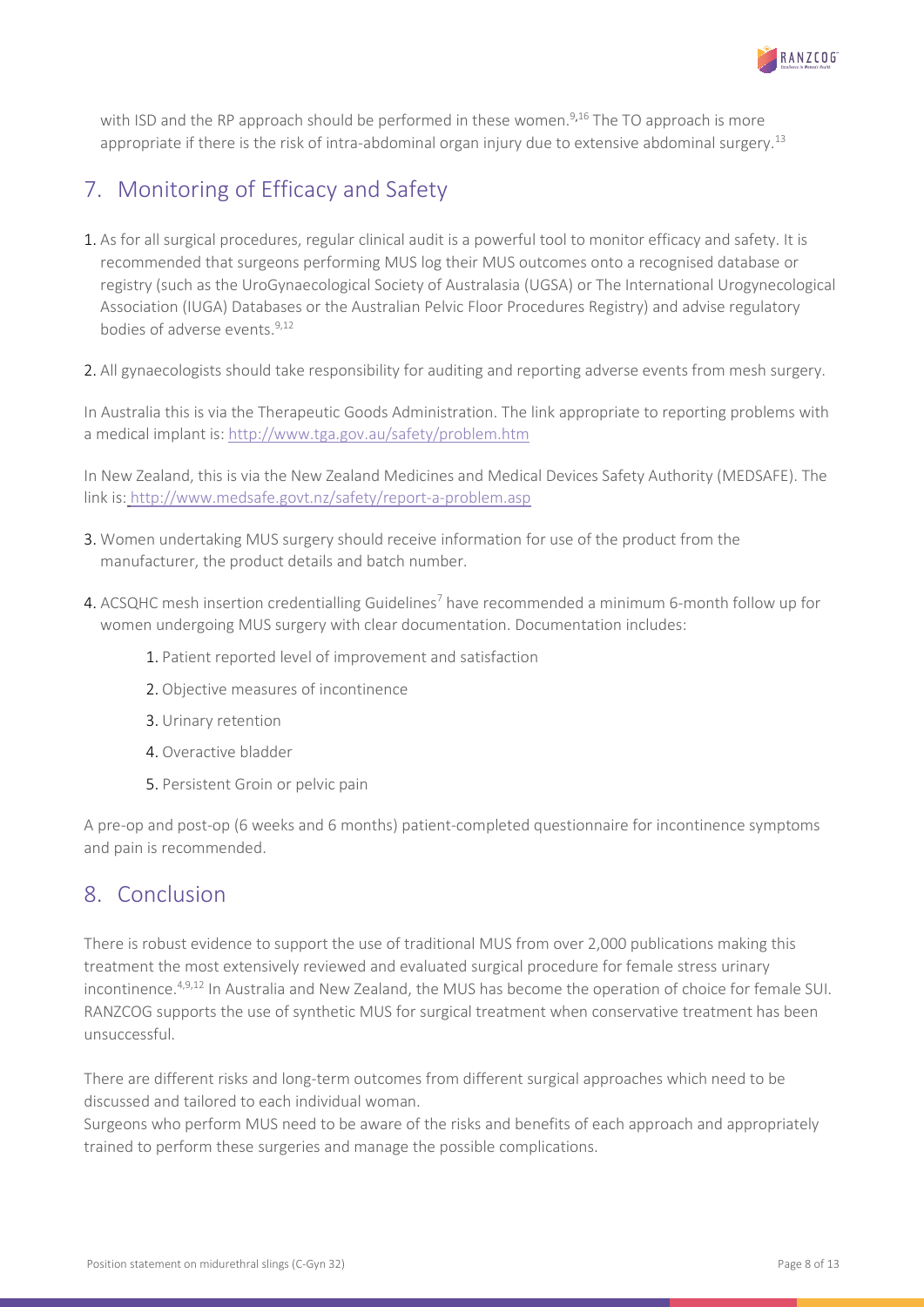with ISD and the RP approach should be performed in these women.[9,16] The TO approach is more appropriate if there is the risk of intra-abdominal organ injury due to extensive abdominal surgery.[13]

## 7. Monitoring of Efficacy and Safety

1. As for all surgical procedures, regular clinical audit is a powerful tool to monitor efficacy and safety. It is recommended that surgeons performing MUS log their MUS outcomes onto a recognised database or registry (such as the UroGynaecological Society of Australasia (UGSA) or The International Urogynecological Association (IUGA) Databases or the Australian Pelvic Floor Procedures Registry) and advise regulatory bodies of adverse events.[9,12]

2. All gynaecologists should take responsibility for auditing and reporting adverse events from mesh surgery.

In Australia this is via the Therapeutic Goods Administration. The link appropriate to reporting problems with a medical implant is: http://www.tga.gov.au/safety/problem.htm

In New Zealand, this is via the New Zealand Medicines and Medical Devices Safety Authority (MEDSAFE). The link is: http://www.medsafe.govt.nz/safety/report-a-problem.asp

3. Women undertaking MUS surgery should receive information for use of the product from the manufacturer, the product details and batch number.

4. ACSQHC mesh insertion credentialling Guidelines[7] have recommended a minimum 6-month follow up for women undergoing MUS surgery with clear documentation. Documentation includes:
    1. Patient reported level of improvement and satisfaction
    2. Objective measures of incontinence
    3. Urinary retention
    4. Overactive bladder
    5. Persistent Groin or pelvic pain

A pre-op and post-op (6 weeks and 6 months) patient-completed questionnaire for incontinence symptoms and pain is recommended.

## 8. Conclusion

There is robust evidence to support the use of traditional MUS from over 2,000 publications making this treatment the most extensively reviewed and evaluated surgical procedure for female stress urinary incontinence.[4,9,12] In Australia and New Zealand, the MUS has become the operation of choice for female SUI. RANZCOG supports the use of synthetic MUS for surgical treatment when conservative treatment has been unsuccessful.

There are different risks and long-term outcomes from different surgical approaches which need to be discussed and tailored to each individual woman.
Surgeons who perform MUS need to be aware of the risks and benefits of each approach and appropriately trained to perform these surgeries and manage the possible complications.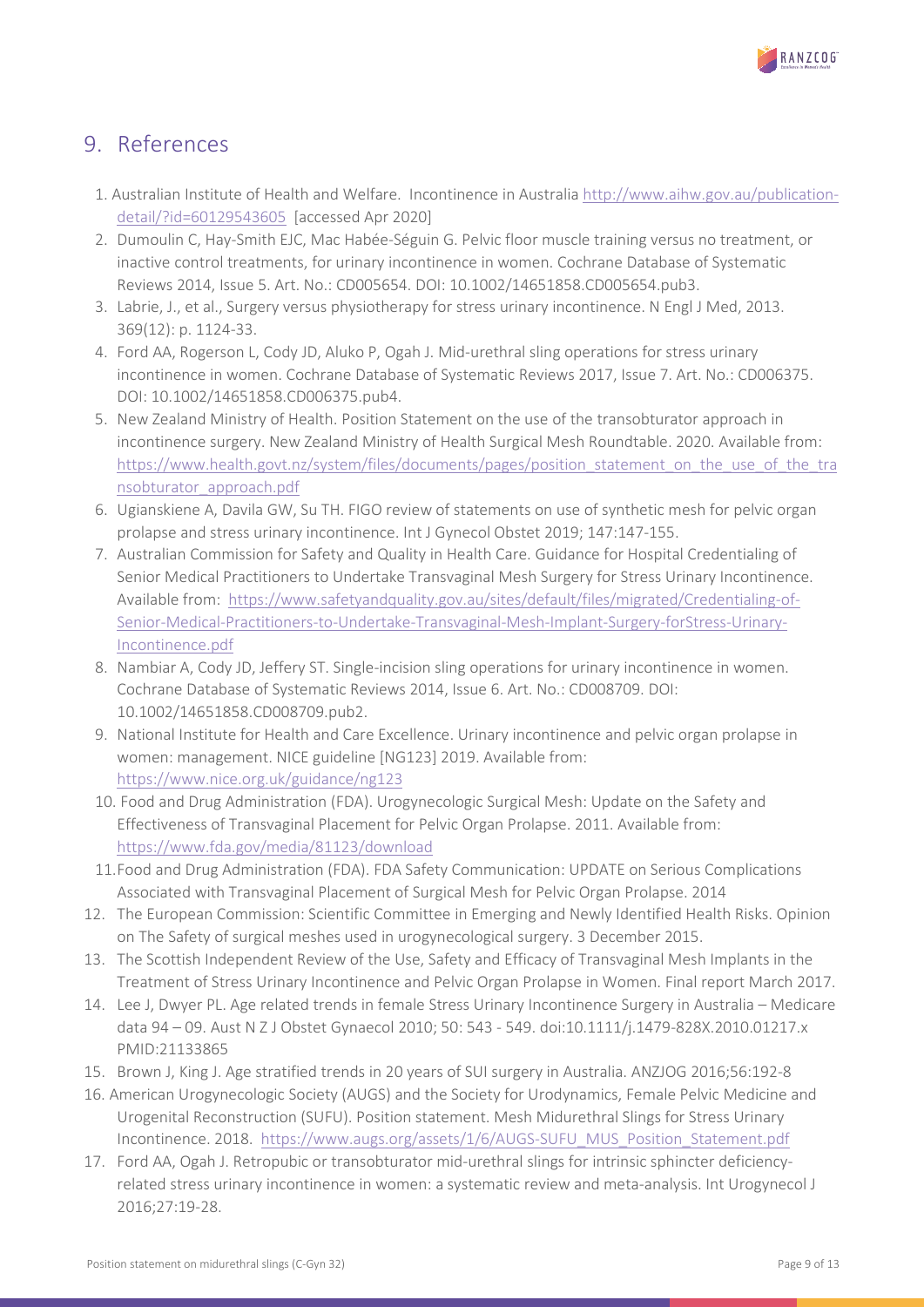## 9. References

1. Australian Institute of Health and Welfare. Incontinence in Australia http://www.aihw.gov.au/publication-detail/?id=60129543605 [accessed Apr 2020]
2. Dumoulin C, Hay-Smith EJC, Mac Habée-Séguin G. Pelvic floor muscle training versus no treatment, or inactive control treatments, for urinary incontinence in women. Cochrane Database of Systematic Reviews 2014, Issue 5. Art. No.: CD005654. DOI: 10.1002/14651858.CD005654.pub3.
3. Labrie, J., et al., Surgery versus physiotherapy for stress urinary incontinence. N Engl J Med, 2013. 369(12): p. 1124-33.
4. Ford AA, Rogerson L, Cody JD, Aluko P, Ogah J. Mid-urethral sling operations for stress urinary incontinence in women. Cochrane Database of Systematic Reviews 2017, Issue 7. Art. No.: CD006375. DOI: 10.1002/14651858.CD006375.pub4.
5. New Zealand Ministry of Health. Position Statement on the use of the transobturator approach in incontinence surgery. New Zealand Ministry of Health Surgical Mesh Roundtable. 2020. Available from: https://www.health.govt.nz/system/files/documents/pages/position_statement_on_the_use_of_the_transobturator_approach.pdf
6. Ugianskiene A, Davila GW, Su TH. FIGO review of statements on use of synthetic mesh for pelvic organ prolapse and stress urinary incontinence. Int J Gynecol Obstet 2019; 147:147-155.
7. Australian Commission for Safety and Quality in Health Care. Guidance for Hospital Credentialing of Senior Medical Practitioners to Undertake Transvaginal Mesh Surgery for Stress Urinary Incontinence. Available from: https://www.safetyandquality.gov.au/sites/default/files/migrated/Credentialing-of-Senior-Medical-Practitioners-to-Undertake-Transvaginal-Mesh-Implant-Surgery-forStress-Urinary-Incontinence.pdf
8. Nambiar A, Cody JD, Jeffery ST. Single-incision sling operations for urinary incontinence in women. Cochrane Database of Systematic Reviews 2014, Issue 6. Art. No.: CD008709. DOI: 10.1002/14651858.CD008709.pub2.
9. National Institute for Health and Care Excellence. Urinary incontinence and pelvic organ prolapse in women: management. NICE guideline [NG123] 2019. Available from: https://www.nice.org.uk/guidance/ng123
10. Food and Drug Administration (FDA). Urogynecologic Surgical Mesh: Update on the Safety and Effectiveness of Transvaginal Placement for Pelvic Organ Prolapse. 2011. Available from: https://www.fda.gov/media/81123/download
11. Food and Drug Administration (FDA). FDA Safety Communication: UPDATE on Serious Complications Associated with Transvaginal Placement of Surgical Mesh for Pelvic Organ Prolapse. 2014
12. The European Commission: Scientific Committee in Emerging and Newly Identified Health Risks. Opinion on The Safety of surgical meshes used in urogynecological surgery. 3 December 2015.
13. The Scottish Independent Review of the Use, Safety and Efficacy of Transvaginal Mesh Implants in the Treatment of Stress Urinary Incontinence and Pelvic Organ Prolapse in Women. Final report March 2017.
14. Lee J, Dwyer PL. Age related trends in female Stress Urinary Incontinence Surgery in Australia – Medicare data 94 – 09. Aust N Z J Obstet Gynaecol 2010; 50: 543 - 549. doi:10.1111/j.1479-828X.2010.01217.x PMID:21133865
15. Brown J, King J. Age stratified trends in 20 years of SUI surgery in Australia. ANZJOG 2016;56:192-8
16. American Urogynecologic Society (AUGS) and the Society for Urodynamics, Female Pelvic Medicine and Urogenital Reconstruction (SUFU). Position statement. Mesh Midurethral Slings for Stress Urinary Incontinence. 2018. https://www.augs.org/assets/1/6/AUGS-SUFU_MUS_Position_Statement.pdf
17. Ford AA, Ogah J. Retropubic or transobturator mid-urethral slings for intrinsic sphincter deficiency-related stress urinary incontinence in women: a systematic review and meta-analysis. Int Urogynecol J 2016;27:19-28.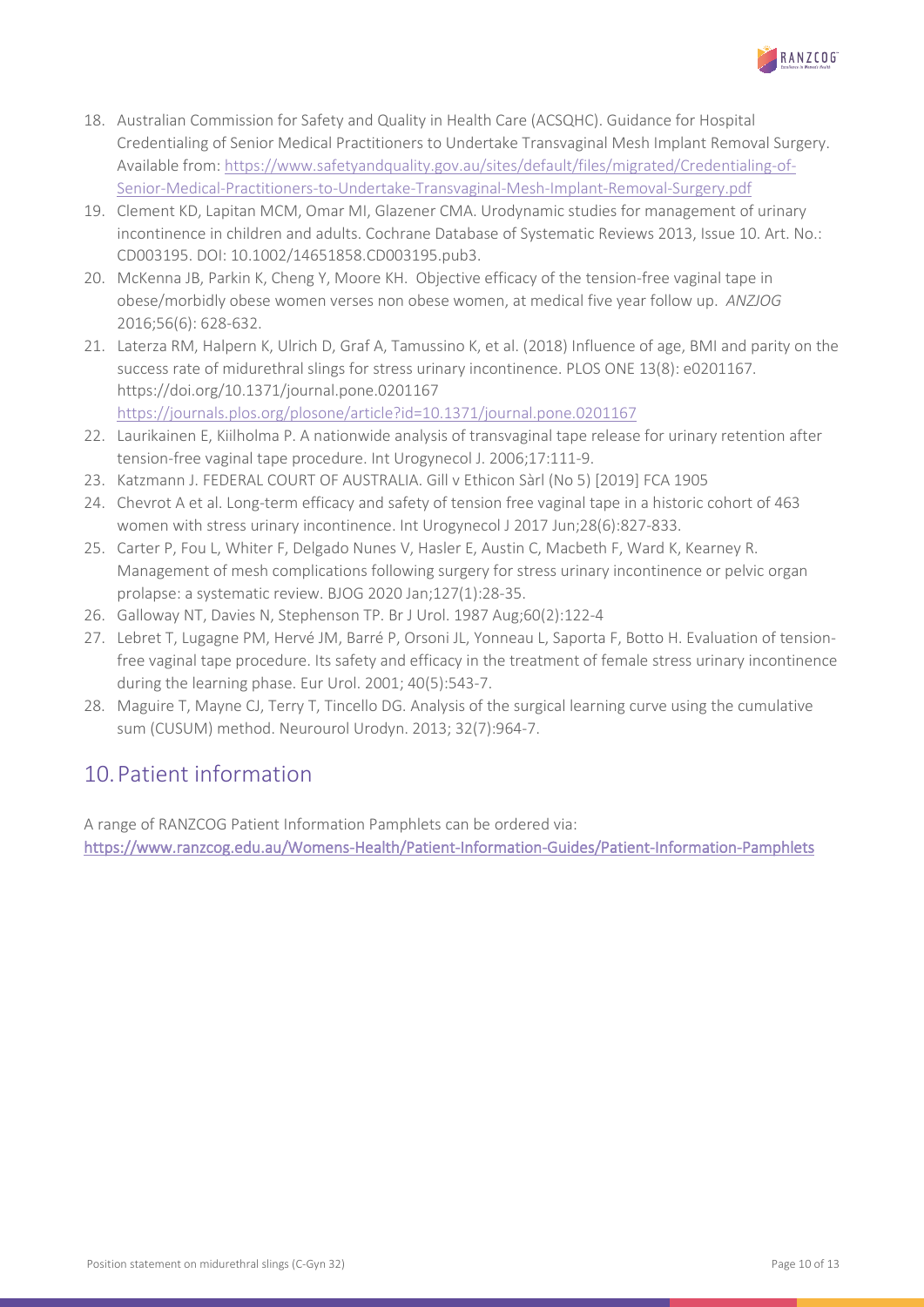18. Australian Commission for Safety and Quality in Health Care (ACSQHC). Guidance for Hospital Credentialing of Senior Medical Practitioners to Undertake Transvaginal Mesh Implant Removal Surgery. Available from: https://www.safetyandquality.gov.au/sites/default/files/migrated/Credentialing-of-Senior-Medical-Practitioners-to-Undertake-Transvaginal-Mesh-Implant-Removal-Surgery.pdf
19. Clement KD, Lapitan MCM, Omar MI, Glazener CMA. Urodynamic studies for management of urinary incontinence in children and adults. Cochrane Database of Systematic Reviews 2013, Issue 10. Art. No.: CD003195. DOI: 10.1002/14651858.CD003195.pub3.
20. McKenna JB, Parkin K, Cheng Y, Moore KH. Objective efficacy of the tension-free vaginal tape in obese/morbidly obese women verses non obese women, at medical five year follow up. *ANZJOG* 2016;56(6): 628-632.
21. Laterza RM, Halpern K, Ulrich D, Graf A, Tamussino K, et al. (2018) Influence of age, BMI and parity on the success rate of midurethral slings for stress urinary incontinence. PLOS ONE 13(8): e0201167. https://doi.org/10.1371/journal.pone.0201167 https://journals.plos.org/plosone/article?id=10.1371/journal.pone.0201167
22. Laurikainen E, Kiilholma P. A nationwide analysis of transvaginal tape release for urinary retention after tension-free vaginal tape procedure. Int Urogynecol J. 2006;17:111-9.
23. Katzmann J. FEDERAL COURT OF AUSTRALIA. Gill v Ethicon Sàrl (No 5) [2019] FCA 1905
24. Chevrot A et al. Long-term efficacy and safety of tension free vaginal tape in a historic cohort of 463 women with stress urinary incontinence. Int Urogynecol J 2017 Jun;28(6):827-833.
25. Carter P, Fou L, Whiter F, Delgado Nunes V, Hasler E, Austin C, Macbeth F, Ward K, Kearney R. Management of mesh complications following surgery for stress urinary incontinence or pelvic organ prolapse: a systematic review. BJOG 2020 Jan;127(1):28-35.
26. Galloway NT, Davies N, Stephenson TP. Br J Urol. 1987 Aug;60(2):122-4
27. Lebret T, Lugagne PM, Hervé JM, Barré P, Orsoni JL, Yonneau L, Saporta F, Botto H. Evaluation of tension-free vaginal tape procedure. Its safety and efficacy in the treatment of female stress urinary incontinence during the learning phase. Eur Urol. 2001; 40(5):543-7.
28. Maguire T, Mayne CJ, Terry T, Tincello DG. Analysis of the surgical learning curve using the cumulative sum (CUSUM) method. Neurourol Urodyn. 2013; 32(7):964-7.

## 10. Patient information

A range of RANZCOG Patient Information Pamphlets can be ordered via:
https://www.ranzcog.edu.au/Womens-Health/Patient-Information-Guides/Patient-Information-Pamphlets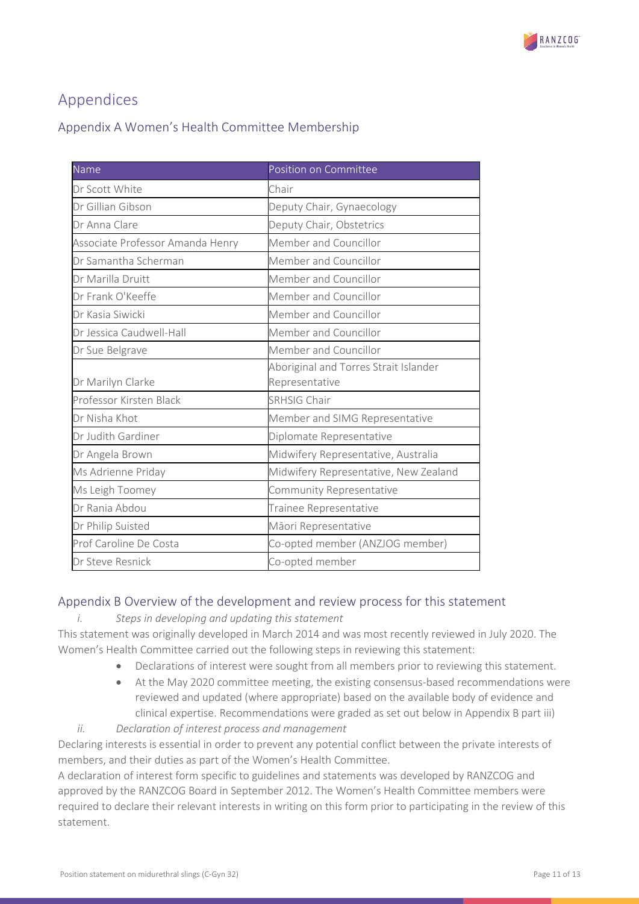# Appendices

## Appendix A Women's Health Committee Membership

| Name | Position on Committee |
|---|---|
| Dr Scott White | Chair |
| Dr Gillian Gibson | Deputy Chair, Gynaecology |
| Dr Anna Clare | Deputy Chair, Obstetrics |
| Associate Professor Amanda Henry | Member and Councillor |
| Dr Samantha Scherman | Member and Councillor |
| Dr Marilla Druitt | Member and Councillor |
| Dr Frank O'Keeffe | Member and Councillor |
| Dr Kasia Siwicki | Member and Councillor |
| Dr Jessica Caudwell-Hall | Member and Councillor |
| Dr Sue Belgrave | Member and Councillor |
| Dr Marilyn Clarke | Aboriginal and Torres Strait Islander Representative |
| Professor Kirsten Black | SRHSIG Chair |
| Dr Nisha Khot | Member and SIMG Representative |
| Dr Judith Gardiner | Diplomate Representative |
| Dr Angela Brown | Midwifery Representative, Australia |
| Ms Adrienne Priday | Midwifery Representative, New Zealand |
| Ms Leigh Toomey | Community Representative |
| Dr Rania Abdou | Trainee Representative |
| Dr Philip Suisted | Māori Representative |
| Prof Caroline De Costa | Co-opted member (ANZJOG member) |
| Dr Steve Resnick | Co-opted member |

## Appendix B Overview of the development and review process for this statement

*i. Steps in developing and updating this statement*

This statement was originally developed in March 2014 and was most recently reviewed in July 2020. The Women's Health Committee carried out the following steps in reviewing this statement:

- Declarations of interest were sought from all members prior to reviewing this statement.
- At the May 2020 committee meeting, the existing consensus-based recommendations were reviewed and updated (where appropriate) based on the available body of evidence and clinical expertise. Recommendations were graded as set out below in Appendix B part iii)

*ii. Declaration of interest process and management*

Declaring interests is essential in order to prevent any potential conflict between the private interests of members, and their duties as part of the Women's Health Committee.

A declaration of interest form specific to guidelines and statements was developed by RANZCOG and approved by the RANZCOG Board in September 2012. The Women's Health Committee members were required to declare their relevant interests in writing on this form prior to participating in the review of this statement.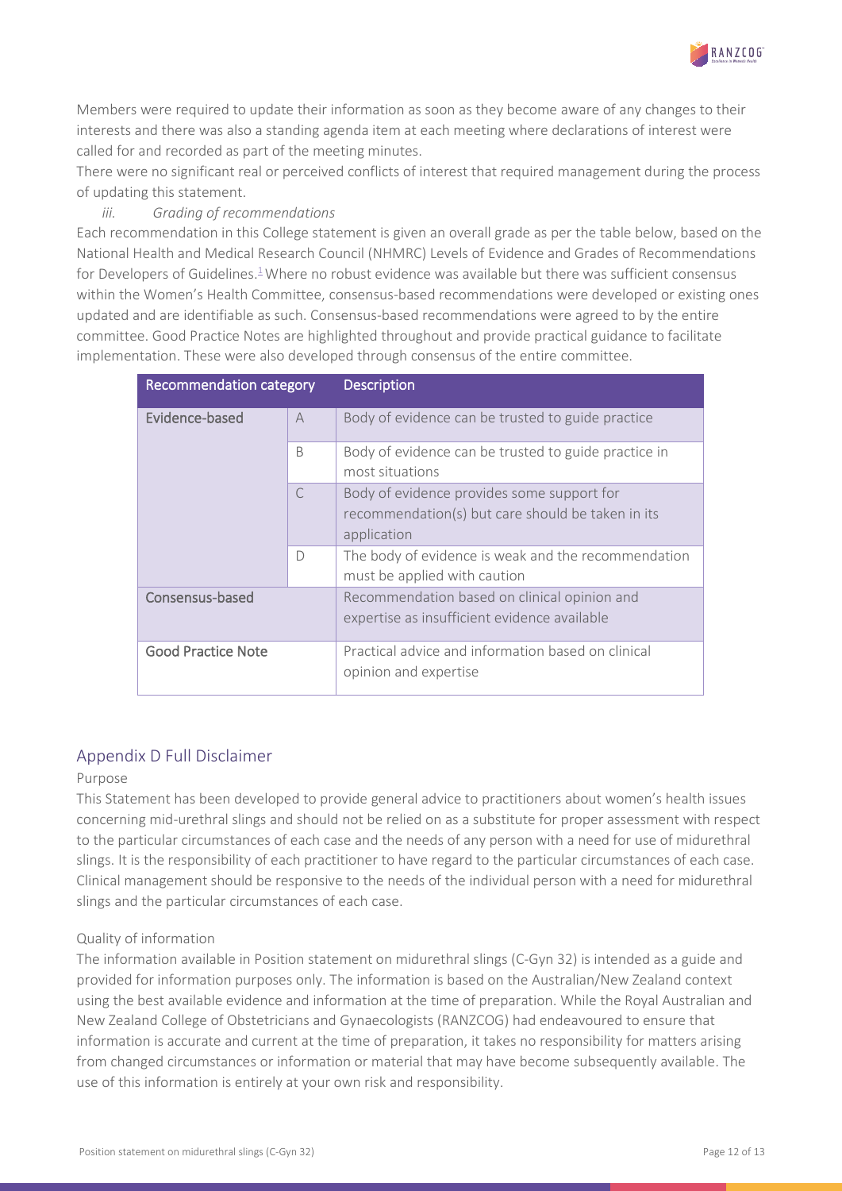Members were required to update their information as soon as they become aware of any changes to their interests and there was also a standing agenda item at each meeting where declarations of interest were called for and recorded as part of the meeting minutes.

There were no significant real or perceived conflicts of interest that required management during the process of updating this statement.

*iii. Grading of recommendations*

Each recommendation in this College statement is given an overall grade as per the table below, based on the National Health and Medical Research Council (NHMRC) Levels of Evidence and Grades of Recommendations for Developers of Guidelines.[1] Where no robust evidence was available but there was sufficient consensus within the Women's Health Committee, consensus-based recommendations were developed or existing ones updated and are identifiable as such. Consensus-based recommendations were agreed to by the entire committee. Good Practice Notes are highlighted throughout and provide practical guidance to facilitate implementation. These were also developed through consensus of the entire committee.

| Recommendation category | | Description |
|---|---|---|
| Evidence-based | A | Body of evidence can be trusted to guide practice |
| | B | Body of evidence can be trusted to guide practice in most situations |
| | C | Body of evidence provides some support for recommendation(s) but care should be taken in its application |
| | D | The body of evidence is weak and the recommendation must be applied with caution |
| Consensus-based | | Recommendation based on clinical opinion and expertise as insufficient evidence available |
| Good Practice Note | | Practical advice and information based on clinical opinion and expertise |

## Appendix D Full Disclaimer

### Purpose

This Statement has been developed to provide general advice to practitioners about women's health issues concerning mid-urethral slings and should not be relied on as a substitute for proper assessment with respect to the particular circumstances of each case and the needs of any person with a need for use of midurethral slings. It is the responsibility of each practitioner to have regard to the particular circumstances of each case. Clinical management should be responsive to the needs of the individual person with a need for midurethral slings and the particular circumstances of each case.

### Quality of information

The information available in Position statement on midurethral slings (C-Gyn 32) is intended as a guide and provided for information purposes only. The information is based on the Australian/New Zealand context using the best available evidence and information at the time of preparation. While the Royal Australian and New Zealand College of Obstetricians and Gynaecologists (RANZCOG) had endeavoured to ensure that information is accurate and current at the time of preparation, it takes no responsibility for matters arising from changed circumstances or information or material that may have become subsequently available. The use of this information is entirely at your own risk and responsibility.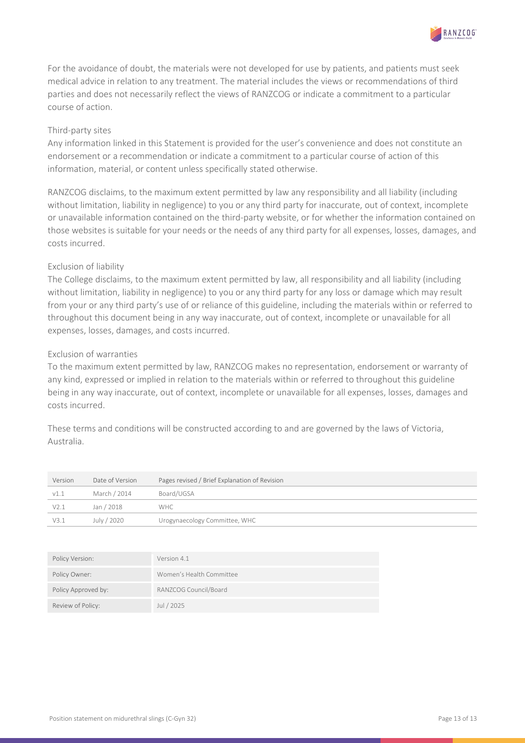For the avoidance of doubt, the materials were not developed for use by patients, and patients must seek medical advice in relation to any treatment. The material includes the views or recommendations of third parties and does not necessarily reflect the views of RANZCOG or indicate a commitment to a particular course of action.

### Third-party sites

Any information linked in this Statement is provided for the user's convenience and does not constitute an endorsement or a recommendation or indicate a commitment to a particular course of action of this information, material, or content unless specifically stated otherwise.

RANZCOG disclaims, to the maximum extent permitted by law any responsibility and all liability (including without limitation, liability in negligence) to you or any third party for inaccurate, out of context, incomplete or unavailable information contained on the third-party website, or for whether the information contained on those websites is suitable for your needs or the needs of any third party for all expenses, losses, damages, and costs incurred.

### Exclusion of liability

The College disclaims, to the maximum extent permitted by law, all responsibility and all liability (including without limitation, liability in negligence) to you or any third party for any loss or damage which may result from your or any third party's use of or reliance of this guideline, including the materials within or referred to throughout this document being in any way inaccurate, out of context, incomplete or unavailable for all expenses, losses, damages, and costs incurred.

### Exclusion of warranties

To the maximum extent permitted by law, RANZCOG makes no representation, endorsement or warranty of any kind, expressed or implied in relation to the materials within or referred to throughout this guideline being in any way inaccurate, out of context, incomplete or unavailable for all expenses, losses, damages and costs incurred.

These terms and conditions will be constructed according to and are governed by the laws of Victoria, Australia.

| Version | Date of Version | Pages revised / Brief Explanation of Revision |
|---|---|---|
| v1.1 | March / 2014 | Board/UGSA |
| V2.1 | Jan / 2018 | WHC |
| V3.1 | July / 2020 | Urogynaecology Committee, WHC |

| | |
|---|---|
| Policy Version: | Version 4.1 |
| Policy Owner: | Women's Health Committee |
| Policy Approved by: | RANZCOG Council/Board |
| Review of Policy: | Jul / 2025 |